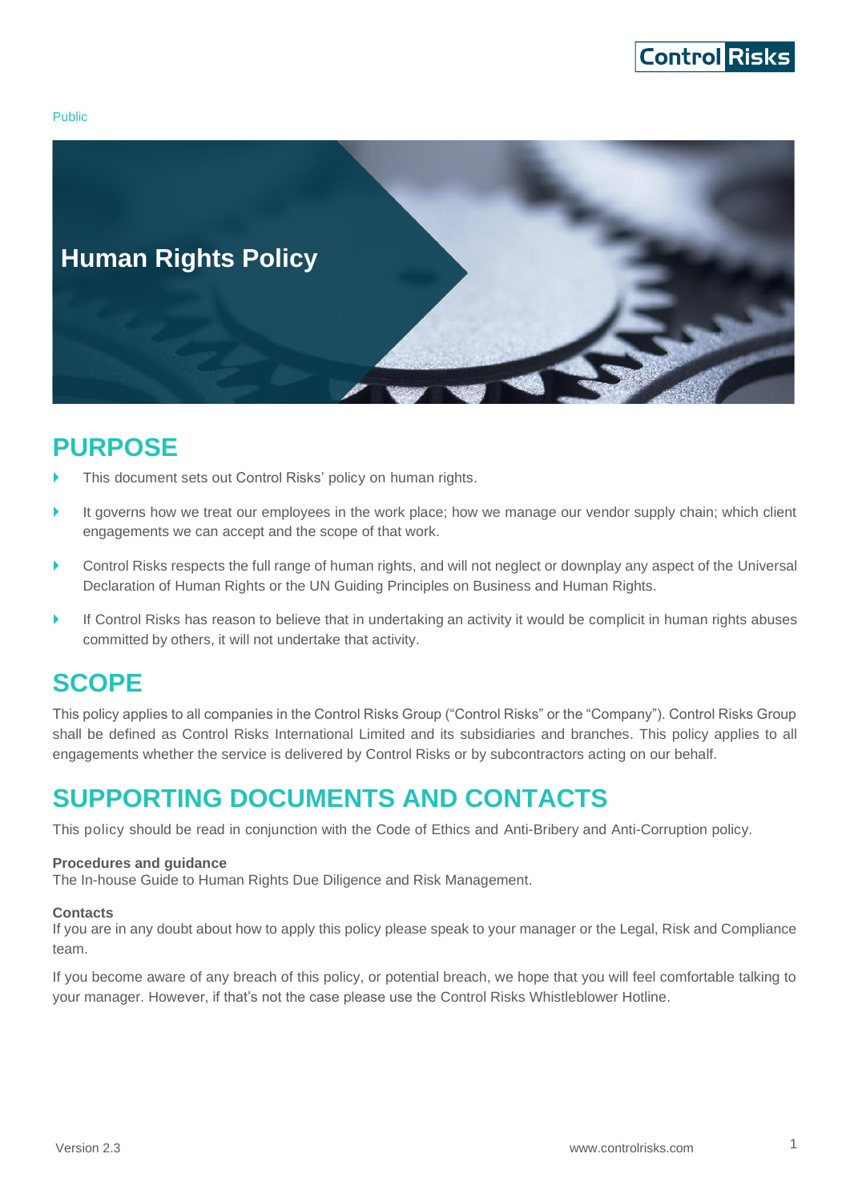Public

# Human Rights Policy

## PURPOSE

- This document sets out Control Risks' policy on human rights.
- It governs how we treat our employees in the work place; how we manage our vendor supply chain; which client engagements we can accept and the scope of that work.
- Control Risks respects the full range of human rights, and will not neglect or downplay any aspect of the Universal Declaration of Human Rights or the UN Guiding Principles on Business and Human Rights.
- If Control Risks has reason to believe that in undertaking an activity it would be complicit in human rights abuses committed by others, it will not undertake that activity.

## SCOPE

This policy applies to all companies in the Control Risks Group ("Control Risks" or the "Company"). Control Risks Group shall be defined as Control Risks International Limited and its subsidiaries and branches. This policy applies to all engagements whether the service is delivered by Control Risks or by subcontractors acting on our behalf.

## SUPPORTING DOCUMENTS AND CONTACTS

This policy should be read in conjunction with the Code of Ethics and Anti-Bribery and Anti-Corruption policy.

**Procedures and guidance**
The In-house Guide to Human Rights Due Diligence and Risk Management.

**Contacts**
If you are in any doubt about how to apply this policy please speak to your manager or the Legal, Risk and Compliance team.

If you become aware of any breach of this policy, or potential breach, we hope that you will feel comfortable talking to your manager. However, if that's not the case please use the Control Risks Whistleblower Hotline.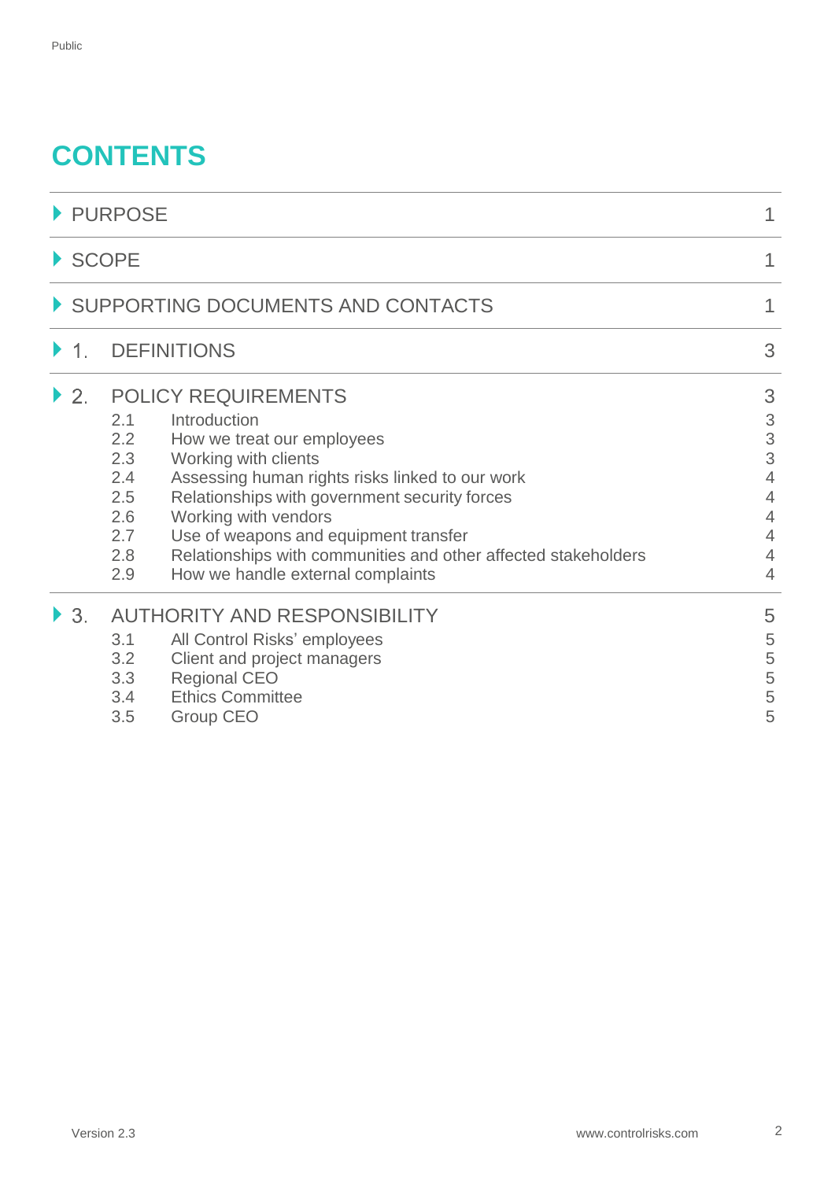Public

# CONTENTS

| | | |
|---|---|---|
| PURPOSE | | 1 |
| SCOPE | | 1 |
| SUPPORTING DOCUMENTS AND CONTACTS | | 1 |
| 1. | DEFINITIONS | 3 |
| 2. | POLICY REQUIREMENTS | 3 |
| 2.1 | Introduction | 3 |
| 2.2 | How we treat our employees | 3 |
| 2.3 | Working with clients | 3 |
| 2.4 | Assessing human rights risks linked to our work | 4 |
| 2.5 | Relationships with government security forces | 4 |
| 2.6 | Working with vendors | 4 |
| 2.7 | Use of weapons and equipment transfer | 4 |
| 2.8 | Relationships with communities and other affected stakeholders | 4 |
| 2.9 | How we handle external complaints | 4 |
| 3. | AUTHORITY AND RESPONSIBILITY | 5 |
| 3.1 | All Control Risks' employees | 5 |
| 3.2 | Client and project managers | 5 |
| 3.3 | Regional CEO | 5 |
| 3.4 | Ethics Committee | 5 |
| 3.5 | Group CEO | 5 |

Version 2.3 www.controlrisks.com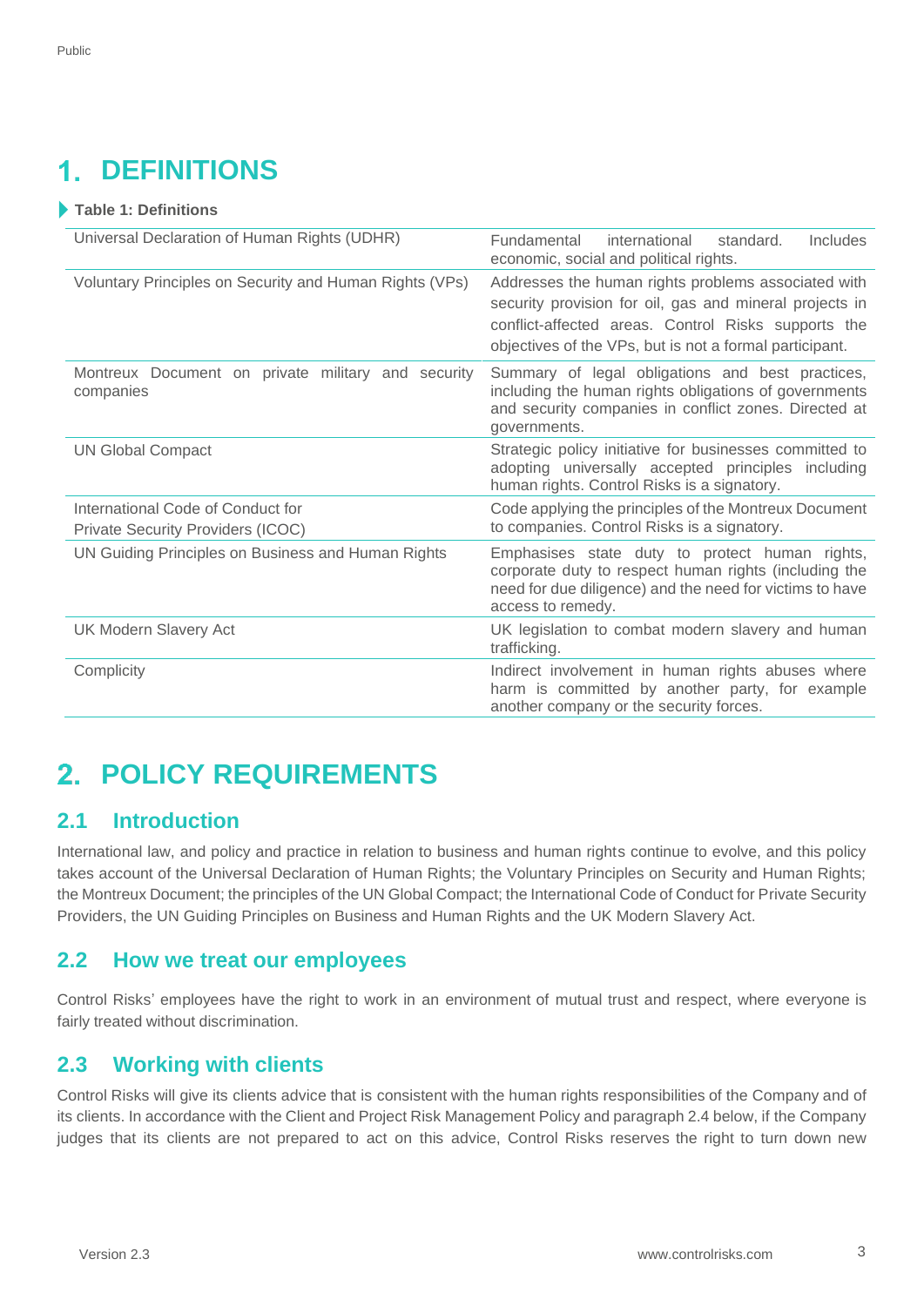# 1. DEFINITIONS

**Table 1: Definitions**

| | |
|---|---|
| Universal Declaration of Human Rights (UDHR) | Fundamental international standard. Includes economic, social and political rights. |
| Voluntary Principles on Security and Human Rights (VPs) | Addresses the human rights problems associated with security provision for oil, gas and mineral projects in conflict-affected areas. Control Risks supports the objectives of the VPs, but is not a formal participant. |
| Montreux Document on private military and security companies | Summary of legal obligations and best practices, including the human rights obligations of governments and security companies in conflict zones. Directed at governments. |
| UN Global Compact | Strategic policy initiative for businesses committed to adopting universally accepted principles including human rights. Control Risks is a signatory. |
| International Code of Conduct for Private Security Providers (ICOC) | Code applying the principles of the Montreux Document to companies. Control Risks is a signatory. |
| UN Guiding Principles on Business and Human Rights | Emphasises state duty to protect human rights, corporate duty to respect human rights (including the need for due diligence) and the need for victims to have access to remedy. |
| UK Modern Slavery Act | UK legislation to combat modern slavery and human trafficking. |
| Complicity | Indirect involvement in human rights abuses where harm is committed by another party, for example another company or the security forces. |

# 2. POLICY REQUIREMENTS

## 2.1 Introduction

International law, and policy and practice in relation to business and human rights continue to evolve, and this policy takes account of the Universal Declaration of Human Rights; the Voluntary Principles on Security and Human Rights; the Montreux Document; the principles of the UN Global Compact; the International Code of Conduct for Private Security Providers, the UN Guiding Principles on Business and Human Rights and the UK Modern Slavery Act.

## 2.2 How we treat our employees

Control Risks' employees have the right to work in an environment of mutual trust and respect, where everyone is fairly treated without discrimination.

## 2.3 Working with clients

Control Risks will give its clients advice that is consistent with the human rights responsibilities of the Company and of its clients. In accordance with the Client and Project Risk Management Policy and paragraph 2.4 below, if the Company judges that its clients are not prepared to act on this advice, Control Risks reserves the right to turn down new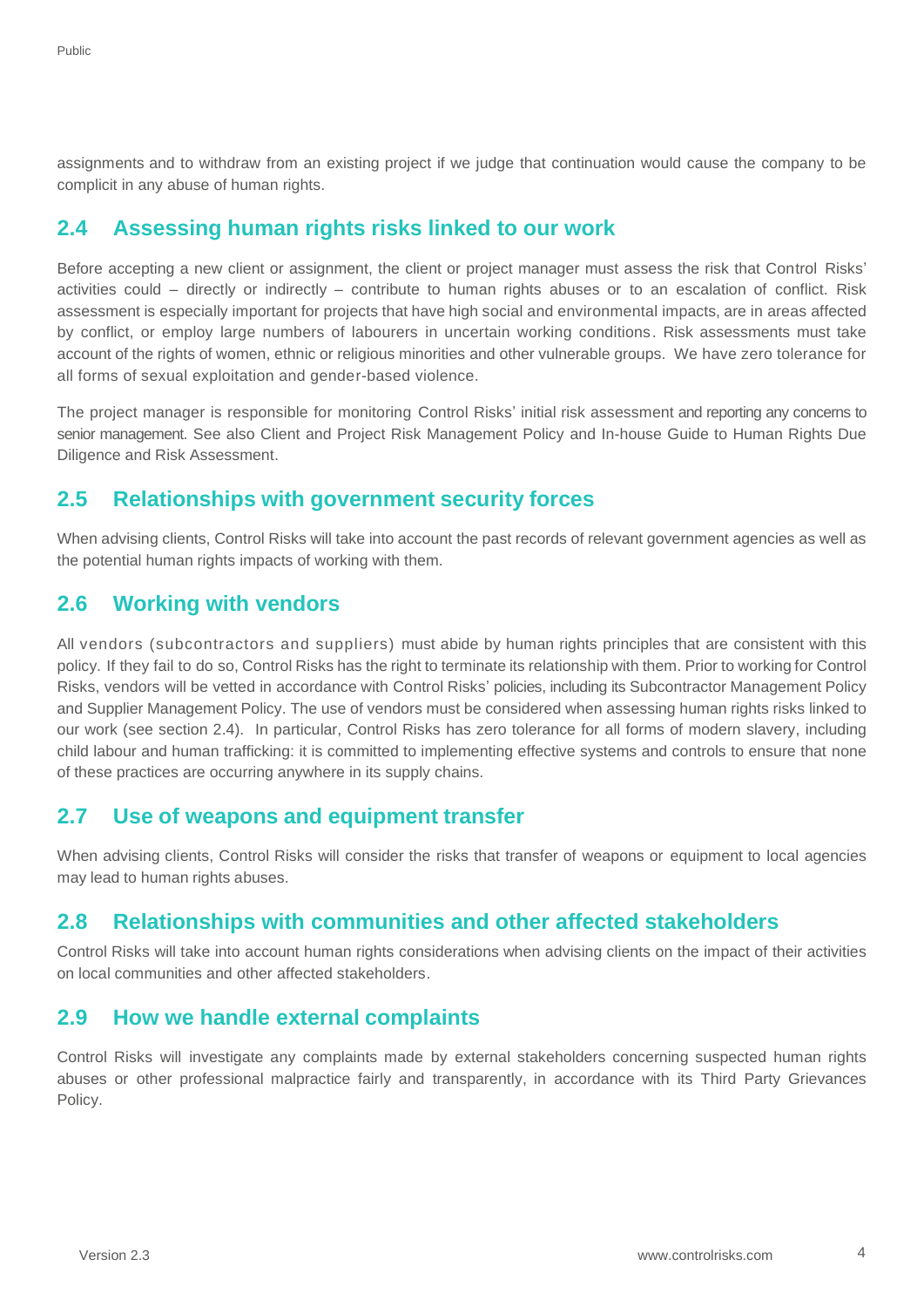assignments and to withdraw from an existing project if we judge that continuation would cause the company to be complicit in any abuse of human rights.

## 2.4 Assessing human rights risks linked to our work

Before accepting a new client or assignment, the client or project manager must assess the risk that Control Risks' activities could – directly or indirectly – contribute to human rights abuses or to an escalation of conflict. Risk assessment is especially important for projects that have high social and environmental impacts, are in areas affected by conflict, or employ large numbers of labourers in uncertain working conditions. Risk assessments must take account of the rights of women, ethnic or religious minorities and other vulnerable groups. We have zero tolerance for all forms of sexual exploitation and gender-based violence.

The project manager is responsible for monitoring Control Risks' initial risk assessment and reporting any concerns to senior management. See also Client and Project Risk Management Policy and In-house Guide to Human Rights Due Diligence and Risk Assessment.

## 2.5 Relationships with government security forces

When advising clients, Control Risks will take into account the past records of relevant government agencies as well as the potential human rights impacts of working with them.

## 2.6 Working with vendors

All vendors (subcontractors and suppliers) must abide by human rights principles that are consistent with this policy. If they fail to do so, Control Risks has the right to terminate its relationship with them. Prior to working for Control Risks, vendors will be vetted in accordance with Control Risks' policies, including its Subcontractor Management Policy and Supplier Management Policy. The use of vendors must be considered when assessing human rights risks linked to our work (see section 2.4). In particular, Control Risks has zero tolerance for all forms of modern slavery, including child labour and human trafficking: it is committed to implementing effective systems and controls to ensure that none of these practices are occurring anywhere in its supply chains.

## 2.7 Use of weapons and equipment transfer

When advising clients, Control Risks will consider the risks that transfer of weapons or equipment to local agencies may lead to human rights abuses.

## 2.8 Relationships with communities and other affected stakeholders

Control Risks will take into account human rights considerations when advising clients on the impact of their activities on local communities and other affected stakeholders.

## 2.9 How we handle external complaints

Control Risks will investigate any complaints made by external stakeholders concerning suspected human rights abuses or other professional malpractice fairly and transparently, in accordance with its Third Party Grievances Policy.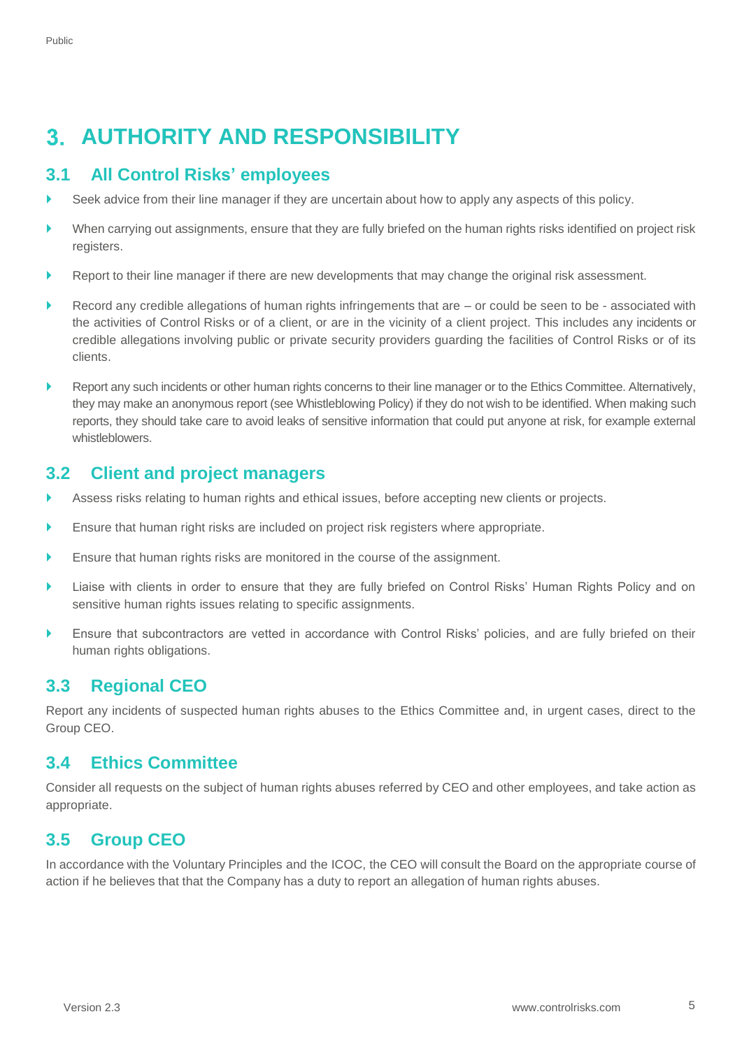# 3. AUTHORITY AND RESPONSIBILITY

## 3.1 All Control Risks' employees

- Seek advice from their line manager if they are uncertain about how to apply any aspects of this policy.
- When carrying out assignments, ensure that they are fully briefed on the human rights risks identified on project risk registers.
- Report to their line manager if there are new developments that may change the original risk assessment.
- Record any credible allegations of human rights infringements that are – or could be seen to be - associated with the activities of Control Risks or of a client, or are in the vicinity of a client project. This includes any incidents or credible allegations involving public or private security providers guarding the facilities of Control Risks or of its clients.
- Report any such incidents or other human rights concerns to their line manager or to the Ethics Committee. Alternatively, they may make an anonymous report (see Whistleblowing Policy) if they do not wish to be identified. When making such reports, they should take care to avoid leaks of sensitive information that could put anyone at risk, for example external whistleblowers.

## 3.2 Client and project managers

- Assess risks relating to human rights and ethical issues, before accepting new clients or projects.
- Ensure that human right risks are included on project risk registers where appropriate.
- Ensure that human rights risks are monitored in the course of the assignment.
- Liaise with clients in order to ensure that they are fully briefed on Control Risks' Human Rights Policy and on sensitive human rights issues relating to specific assignments.
- Ensure that subcontractors are vetted in accordance with Control Risks' policies, and are fully briefed on their human rights obligations.

## 3.3 Regional CEO

Report any incidents of suspected human rights abuses to the Ethics Committee and, in urgent cases, direct to the Group CEO.

## 3.4 Ethics Committee

Consider all requests on the subject of human rights abuses referred by CEO and other employees, and take action as appropriate.

## 3.5 Group CEO

In accordance with the Voluntary Principles and the ICOC, the CEO will consult the Board on the appropriate course of action if he believes that that the Company has a duty to report an allegation of human rights abuses.